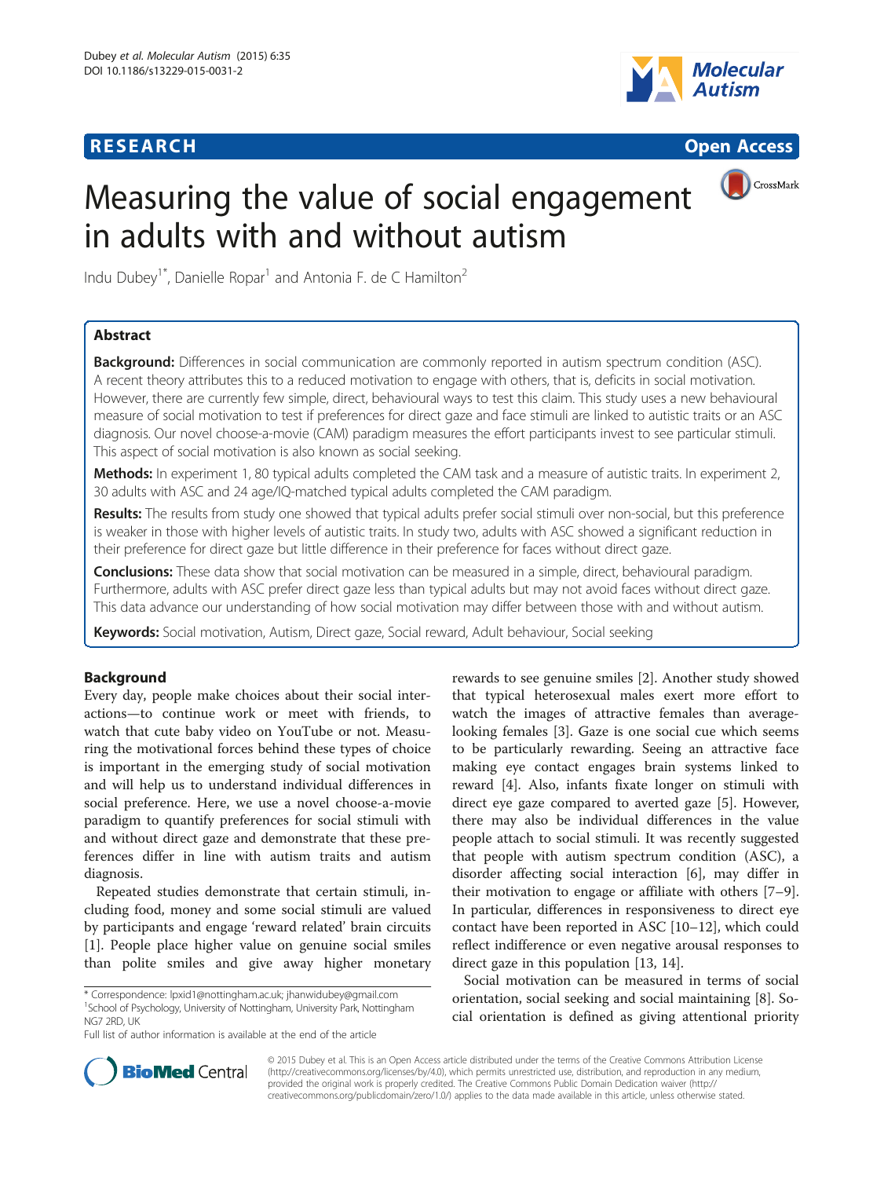**RESEARCH** **Open Access**

# Measuring the value of social engagement in adults with and without autism

Indu Dubey[1*], Danielle Ropar[1] and Antonia F. de C Hamilton[2]

## Abstract

**Background:** Differences in social communication are commonly reported in autism spectrum condition (ASC). A recent theory attributes this to a reduced motivation to engage with others, that is, deficits in social motivation. However, there are currently few simple, direct, behavioural ways to test this claim. This study uses a new behavioural measure of social motivation to test if preferences for direct gaze and face stimuli are linked to autistic traits or an ASC diagnosis. Our novel choose-a-movie (CAM) paradigm measures the effort participants invest to see particular stimuli. This aspect of social motivation is also known as social seeking.

**Methods:** In experiment 1, 80 typical adults completed the CAM task and a measure of autistic traits. In experiment 2, 30 adults with ASC and 24 age/IQ-matched typical adults completed the CAM paradigm.

**Results:** The results from study one showed that typical adults prefer social stimuli over non-social, but this preference is weaker in those with higher levels of autistic traits. In study two, adults with ASC showed a significant reduction in their preference for direct gaze but little difference in their preference for faces without direct gaze.

**Conclusions:** These data show that social motivation can be measured in a simple, direct, behavioural paradigm. Furthermore, adults with ASC prefer direct gaze less than typical adults but may not avoid faces without direct gaze. This data advance our understanding of how social motivation may differ between those with and without autism.

**Keywords:** Social motivation, Autism, Direct gaze, Social reward, Adult behaviour, Social seeking

## Background

Every day, people make choices about their social interactions—to continue work or meet with friends, to watch that cute baby video on YouTube or not. Measuring the motivational forces behind these types of choice is important in the emerging study of social motivation and will help us to understand individual differences in social preference. Here, we use a novel choose-a-movie paradigm to quantify preferences for social stimuli with and without direct gaze and demonstrate that these preferences differ in line with autism traits and autism diagnosis.

Repeated studies demonstrate that certain stimuli, including food, money and some social stimuli are valued by participants and engage 'reward related' brain circuits [1]. People place higher value on genuine social smiles than polite smiles and give away higher monetary rewards to see genuine smiles [2]. Another study showed that typical heterosexual males exert more effort to watch the images of attractive females than average-looking females [3]. Gaze is one social cue which seems to be particularly rewarding. Seeing an attractive face making eye contact engages brain systems linked to reward [4]. Also, infants fixate longer on stimuli with direct eye gaze compared to averted gaze [5]. However, there may also be individual differences in the value people attach to social stimuli. It was recently suggested that people with autism spectrum condition (ASC), a disorder affecting social interaction [6], may differ in their motivation to engage or affiliate with others [7–9]. In particular, differences in responsiveness to direct eye contact have been reported in ASC [10–12], which could reflect indifference or even negative arousal responses to direct gaze in this population [13, 14].

Social motivation can be measured in terms of social orientation, social seeking and social maintaining [8]. Social orientation is defined as giving attentional priority

\* Correspondence: lpxid1@nottingham.ac.uk; jhanwidubey@gmail.com
[1]School of Psychology, University of Nottingham, University Park, Nottingham NG7 2RD, UK
Full list of author information is available at the end of the article

© 2015 Dubey et al. This is an Open Access article distributed under the terms of the Creative Commons Attribution License (http://creativecommons.org/licenses/by/4.0), which permits unrestricted use, distribution, and reproduction in any medium, provided the original work is properly credited. The Creative Commons Public Domain Dedication waiver (http://creativecommons.org/publicdomain/zero/1.0/) applies to the data made available in this article, unless otherwise stated.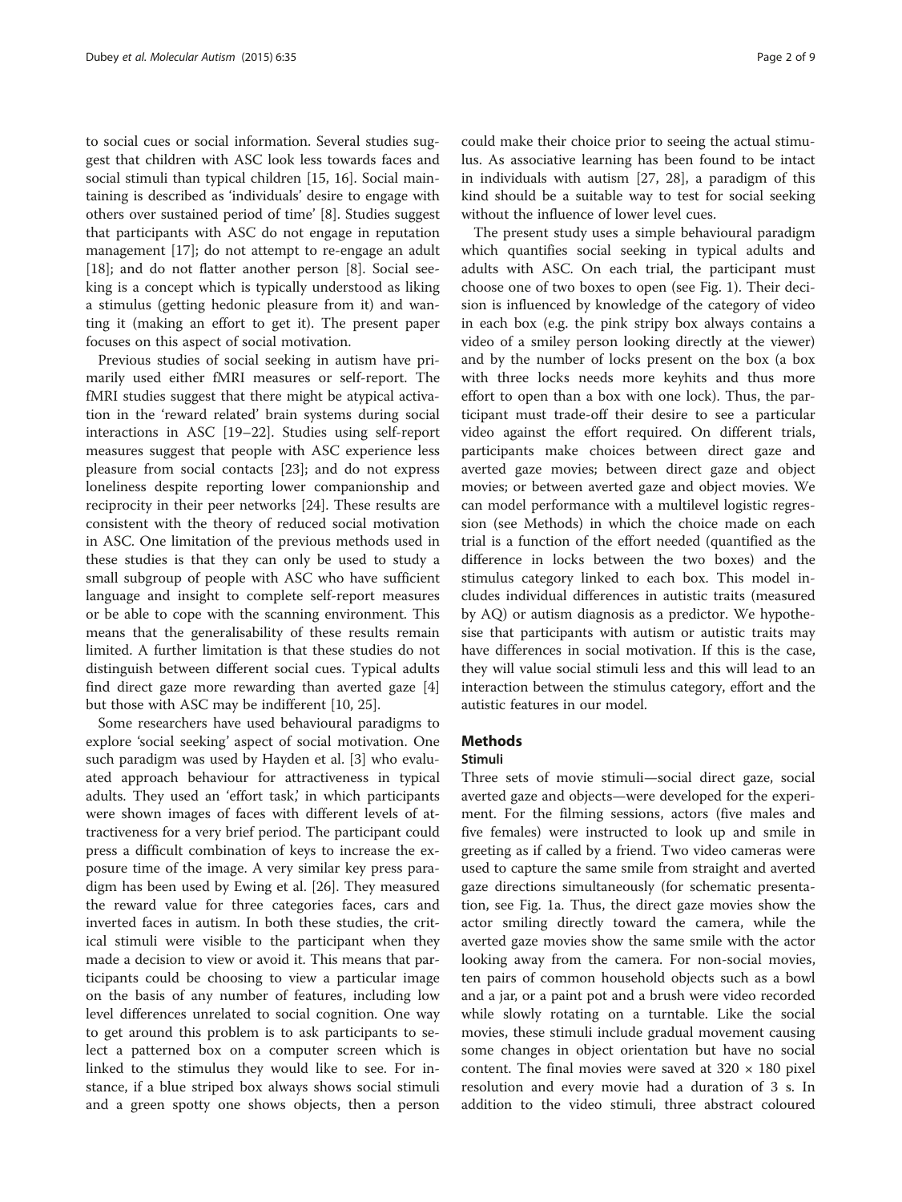to social cues or social information. Several studies suggest that children with ASC look less towards faces and social stimuli than typical children [15, 16]. Social maintaining is described as 'individuals' desire to engage with others over sustained period of time' [8]. Studies suggest that participants with ASC do not engage in reputation management [17]; do not attempt to re-engage an adult [18]; and do not flatter another person [8]. Social seeking is a concept which is typically understood as liking a stimulus (getting hedonic pleasure from it) and wanting it (making an effort to get it). The present paper focuses on this aspect of social motivation.

Previous studies of social seeking in autism have primarily used either fMRI measures or self-report. The fMRI studies suggest that there might be atypical activation in the 'reward related' brain systems during social interactions in ASC [19–22]. Studies using self-report measures suggest that people with ASC experience less pleasure from social contacts [23]; and do not express loneliness despite reporting lower companionship and reciprocity in their peer networks [24]. These results are consistent with the theory of reduced social motivation in ASC. One limitation of the previous methods used in these studies is that they can only be used to study a small subgroup of people with ASC who have sufficient language and insight to complete self-report measures or be able to cope with the scanning environment. This means that the generalisability of these results remain limited. A further limitation is that these studies do not distinguish between different social cues. Typical adults find direct gaze more rewarding than averted gaze [4] but those with ASC may be indifferent [10, 25].

Some researchers have used behavioural paradigms to explore 'social seeking' aspect of social motivation. One such paradigm was used by Hayden et al. [3] who evaluated approach behaviour for attractiveness in typical adults. They used an 'effort task,' in which participants were shown images of faces with different levels of attractiveness for a very brief period. The participant could press a difficult combination of keys to increase the exposure time of the image. A very similar key press paradigm has been used by Ewing et al. [26]. They measured the reward value for three categories faces, cars and inverted faces in autism. In both these studies, the critical stimuli were visible to the participant when they made a decision to view or avoid it. This means that participants could be choosing to view a particular image on the basis of any number of features, including low level differences unrelated to social cognition. One way to get around this problem is to ask participants to select a patterned box on a computer screen which is linked to the stimulus they would like to see. For instance, if a blue striped box always shows social stimuli and a green spotty one shows objects, then a person could make their choice prior to seeing the actual stimulus. As associative learning has been found to be intact in individuals with autism [27, 28], a paradigm of this kind should be a suitable way to test for social seeking without the influence of lower level cues.

The present study uses a simple behavioural paradigm which quantifies social seeking in typical adults and adults with ASC. On each trial, the participant must choose one of two boxes to open (see Fig. 1). Their decision is influenced by knowledge of the category of video in each box (e.g. the pink stripy box always contains a video of a smiley person looking directly at the viewer) and by the number of locks present on the box (a box with three locks needs more keyhits and thus more effort to open than a box with one lock). Thus, the participant must trade-off their desire to see a particular video against the effort required. On different trials, participants make choices between direct gaze and averted gaze movies; between direct gaze and object movies; or between averted gaze and object movies. We can model performance with a multilevel logistic regression (see Methods) in which the choice made on each trial is a function of the effort needed (quantified as the difference in locks between the two boxes) and the stimulus category linked to each box. This model includes individual differences in autistic traits (measured by AQ) or autism diagnosis as a predictor. We hypothesise that participants with autism or autistic traits may have differences in social motivation. If this is the case, they will value social stimuli less and this will lead to an interaction between the stimulus category, effort and the autistic features in our model.

## Methods

### Stimuli

Three sets of movie stimuli—social direct gaze, social averted gaze and objects—were developed for the experiment. For the filming sessions, actors (five males and five females) were instructed to look up and smile in greeting as if called by a friend. Two video cameras were used to capture the same smile from straight and averted gaze directions simultaneously (for schematic presentation, see Fig. 1a). Thus, the direct gaze movies show the actor smiling directly toward the camera, while the averted gaze movies show the same smile with the actor looking away from the camera. For non-social movies, ten pairs of common household objects such as a bowl and a jar, or a paint pot and a brush were video recorded while slowly rotating on a turntable. Like the social movies, these stimuli include gradual movement causing some changes in object orientation but have no social content. The final movies were saved at 320 × 180 pixel resolution and every movie had a duration of 3 s. In addition to the video stimuli, three abstract coloured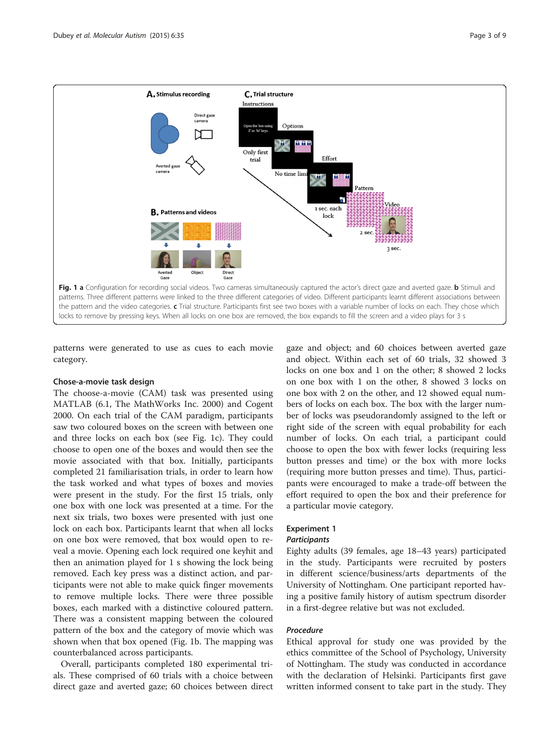**Fig. 1** **a** Configuration for recording social videos. Two cameras simultaneously captured the actor's direct gaze and averted gaze. **b** Stimuli and patterns. Three different patterns were linked to the three different categories of video. Different participants learnt different associations between the pattern and the video categories. **c** Trial structure. Participants first see two boxes with a variable number of locks on each. They chose which locks to remove by pressing keys. When all locks on one box are removed, the box expands to fill the screen and a video plays for 3 s

patterns were generated to use as cues to each movie category.

### Chose-a-movie task design

The choose-a-movie (CAM) task was presented using MATLAB (6.1, The MathWorks Inc. 2000) and Cogent 2000. On each trial of the CAM paradigm, participants saw two coloured boxes on the screen with between one and three locks on each box (see Fig. 1c). They could choose to open one of the boxes and would then see the movie associated with that box. Initially, participants completed 21 familiarisation trials, in order to learn how the task worked and what types of boxes and movies were present in the study. For the first 15 trials, only one box with one lock was presented at a time. For the next six trials, two boxes were presented with just one lock on each box. Participants learnt that when all locks on one box were removed, that box would open to reveal a movie. Opening each lock required one keyhit and then an animation played for 1 s showing the lock being removed. Each key press was a distinct action, and participants were not able to make quick finger movements to remove multiple locks. There were three possible boxes, each marked with a distinctive coloured pattern. There was a consistent mapping between the coloured pattern of the box and the category of movie which was shown when that box opened (Fig. 1b. The mapping was counterbalanced across participants.

Overall, participants completed 180 experimental trials. These comprised of 60 trials with a choice between direct gaze and averted gaze; 60 choices between direct gaze and object; and 60 choices between averted gaze and object. Within each set of 60 trials, 32 showed 3 locks on one box and 1 on the other; 8 showed 2 locks on one box with 1 on the other, 8 showed 3 locks on one box with 2 on the other, and 12 showed equal numbers of locks on each box. The box with the larger number of locks was pseudorandomly assigned to the left or right side of the screen with equal probability for each number of locks. On each trial, a participant could choose to open the box with fewer locks (requiring less button presses and time) or the box with more locks (requiring more button presses and time). Thus, participants were encouraged to make a trade-off between the effort required to open the box and their preference for a particular movie category.

## Experiment 1

### *Participants*

Eighty adults (39 females, age 18–43 years) participated in the study. Participants were recruited by posters in different science/business/arts departments of the University of Nottingham. One participant reported having a positive family history of autism spectrum disorder in a first-degree relative but was not excluded.

### *Procedure*

Ethical approval for study one was provided by the ethics committee of the School of Psychology, University of Nottingham. The study was conducted in accordance with the declaration of Helsinki. Participants first gave written informed consent to take part in the study. They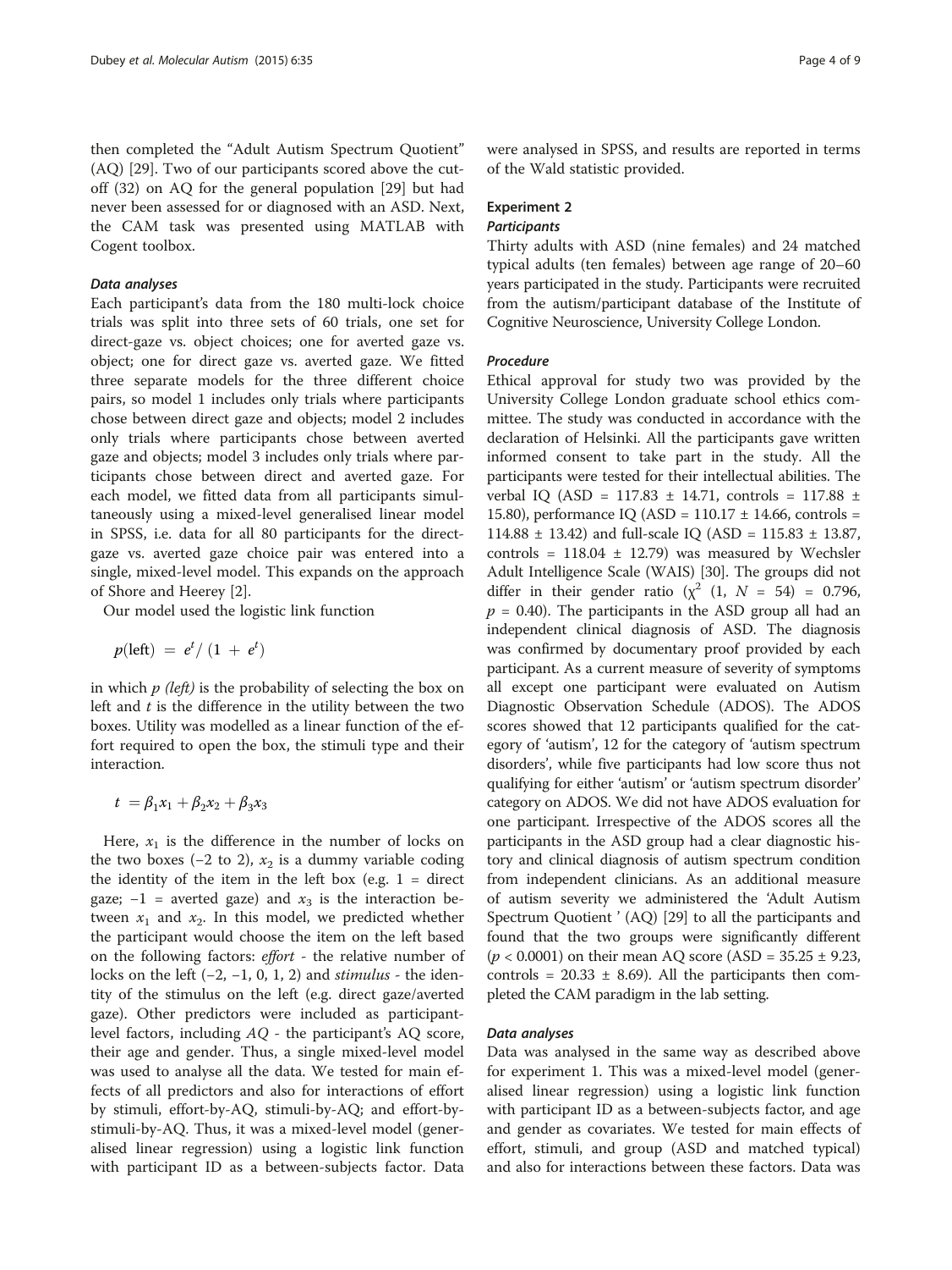then completed the "Adult Autism Spectrum Quotient" (AQ) [29]. Two of our participants scored above the cut-off (32) on AQ for the general population [29] but had never been assessed for or diagnosed with an ASD. Next, the CAM task was presented using MATLAB with Cogent toolbox.

#### *Data analyses*

Each participant's data from the 180 multi-lock choice trials was split into three sets of 60 trials, one set for direct-gaze vs. object choices; one for averted gaze vs. object; one for direct gaze vs. averted gaze. We fitted three separate models for the three different choice pairs, so model 1 includes only trials where participants chose between direct gaze and objects; model 2 includes only trials where participants chose between averted gaze and objects; model 3 includes only trials where participants chose between direct and averted gaze. For each model, we fitted data from all participants simultaneously using a mixed-level generalised linear model in SPSS, i.e. data for all 80 participants for the direct-gaze vs. averted gaze choice pair was entered into a single, mixed-level model. This expands on the approach of Shore and Heerey [2].

Our model used the logistic link function

$$p(\text{left}) = e^t / (1 + e^t)$$

in which *p (left)* is the probability of selecting the box on left and $t$ is the difference in the utility between the two boxes. Utility was modelled as a linear function of the effort required to open the box, the stimuli type and their interaction.

$$t = \beta_1 x_1 + \beta_2 x_2 + \beta_3 x_3$$

Here, $x_1$ is the difference in the number of locks on the two boxes (−2 to 2), $x_2$ is a dummy variable coding the identity of the item in the left box (e.g. 1 = direct gaze; −1 = averted gaze) and $x_3$ is the interaction between $x_1$ and $x_2$. In this model, we predicted whether the participant would choose the item on the left based on the following factors: *effort* - the relative number of locks on the left (−2, −1, 0, 1, 2) and *stimulus* - the identity of the stimulus on the left (e.g. direct gaze/averted gaze). Other predictors were included as participant-level factors, including *AQ* - the participant's AQ score, their age and gender. Thus, a single mixed-level model was used to analyse all the data. We tested for main effects of all predictors and also for interactions of effort by stimuli, effort-by-AQ, stimuli-by-AQ; and effort-by-stimuli-by-AQ. Thus, it was a mixed-level model (generalised linear regression) using a logistic link function with participant ID as a between-subjects factor. Data were analysed in SPSS, and results are reported in terms of the Wald statistic provided.

### Experiment 2

#### *Participants*

Thirty adults with ASD (nine females) and 24 matched typical adults (ten females) between age range of 20–60 years participated in the study. Participants were recruited from the autism/participant database of the Institute of Cognitive Neuroscience, University College London.

#### *Procedure*

Ethical approval for study two was provided by the University College London graduate school ethics committee. The study was conducted in accordance with the declaration of Helsinki. All the participants gave written informed consent to take part in the study. All the participants were tested for their intellectual abilities. The verbal IQ (ASD = 117.83 ± 14.71, controls = 117.88 ± 15.80), performance IQ (ASD = 110.17 ± 14.66, controls = 114.88 ± 13.42) and full-scale IQ (ASD = 115.83 ± 13.87, controls = 118.04 ± 12.79) was measured by Wechsler Adult Intelligence Scale (WAIS) [30]. The groups did not differ in their gender ratio ($\chi^2$ (1, $N$ = 54) = 0.796, $p$ = 0.40). The participants in the ASD group all had an independent clinical diagnosis of ASD. The diagnosis was confirmed by documentary proof provided by each participant. As a current measure of severity of symptoms all except one participant were evaluated on Autism Diagnostic Observation Schedule (ADOS). The ADOS scores showed that 12 participants qualified for the category of 'autism', 12 for the category of 'autism spectrum disorders', while five participants had low score thus not qualifying for either 'autism' or 'autism spectrum disorder' category on ADOS. We did not have ADOS evaluation for one participant. Irrespective of the ADOS scores all the participants in the ASD group had a clear diagnostic history and clinical diagnosis of autism spectrum condition from independent clinicians. As an additional measure of autism severity we administered the 'Adult Autism Spectrum Quotient ' (AQ) [29] to all the participants and found that the two groups were significantly different ($p < 0.0001$) on their mean AQ score (ASD = 35.25 ± 9.23, controls = 20.33 ± 8.69). All the participants then completed the CAM paradigm in the lab setting.

#### *Data analyses*

Data was analysed in the same way as described above for experiment 1. This was a mixed-level model (generalised linear regression) using a logistic link function with participant ID as a between-subjects factor, and age and gender as covariates. We tested for main effects of effort, stimuli, and group (ASD and matched typical) and also for interactions between these factors. Data was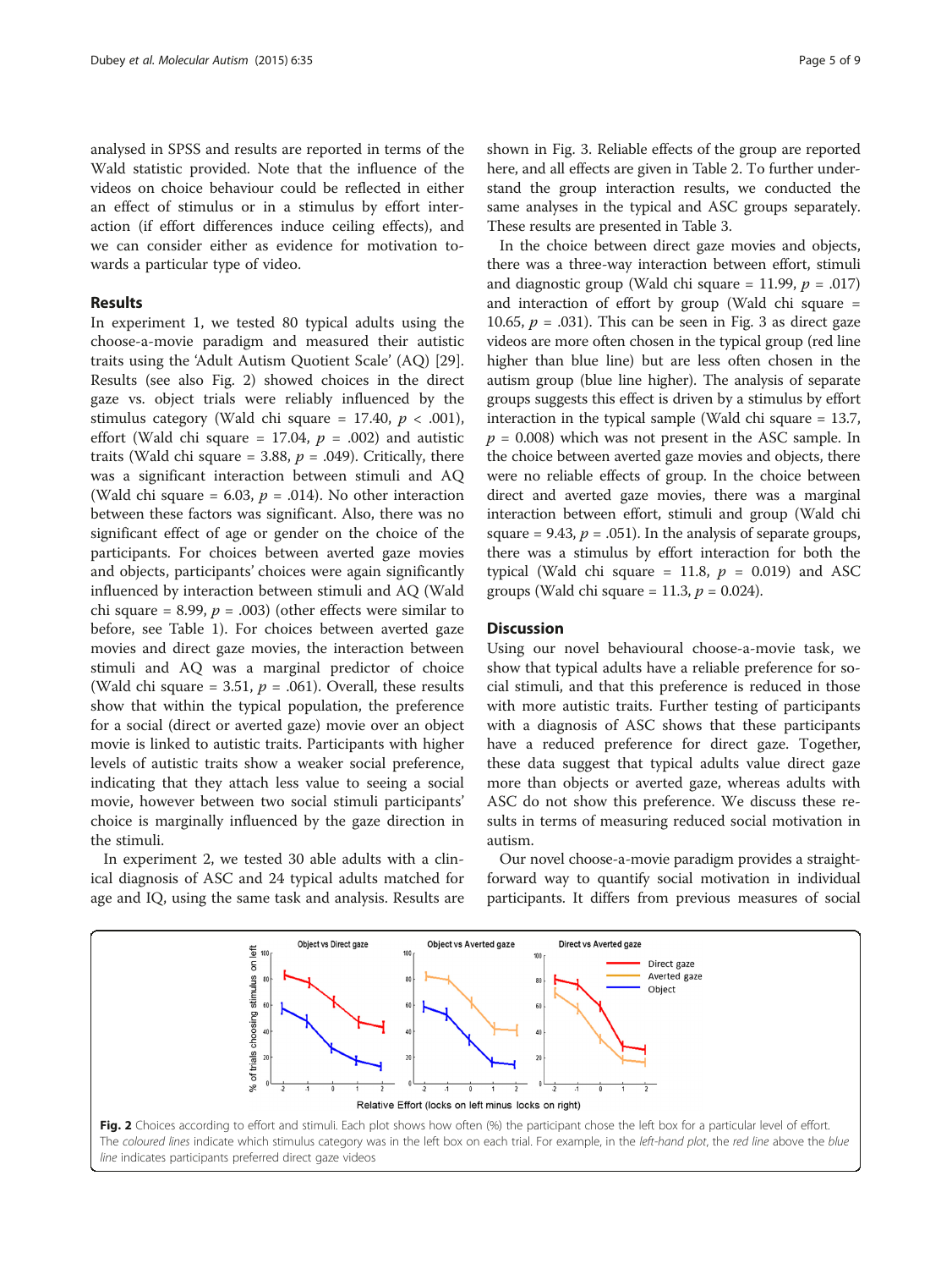analysed in SPSS and results are reported in terms of the Wald statistic provided. Note that the influence of the videos on choice behaviour could be reflected in either an effect of stimulus or in a stimulus by effort interaction (if effort differences induce ceiling effects), and we can consider either as evidence for motivation towards a particular type of video.

## Results

In experiment 1, we tested 80 typical adults using the choose-a-movie paradigm and measured their autistic traits using the 'Adult Autism Quotient Scale' (AQ) [29]. Results (see also Fig. 2) showed choices in the direct gaze vs. object trials were reliably influenced by the stimulus category (Wald chi square = 17.40, $p < .001$), effort (Wald chi square = 17.04, $p = .002$) and autistic traits (Wald chi square = 3.88, $p = .049$). Critically, there was a significant interaction between stimuli and AQ (Wald chi square = 6.03, $p = .014$). No other interaction between these factors was significant. Also, there was no significant effect of age or gender on the choice of the participants. For choices between averted gaze movies and objects, participants' choices were again significantly influenced by interaction between stimuli and AQ (Wald chi square = 8.99, $p = .003$) (other effects were similar to before, see Table 1). For choices between averted gaze movies and direct gaze movies, the interaction between stimuli and AQ was a marginal predictor of choice (Wald chi square = 3.51, $p = .061$). Overall, these results show that within the typical population, the preference for a social (direct or averted gaze) movie over an object movie is linked to autistic traits. Participants with higher levels of autistic traits show a weaker social preference, indicating that they attach less value to seeing a social movie, however between two social stimuli participants' choice is marginally influenced by the gaze direction in the stimuli.

In experiment 2, we tested 30 able adults with a clinical diagnosis of ASC and 24 typical adults matched for age and IQ, using the same task and analysis. Results are shown in Fig. 3. Reliable effects of the group are reported here, and all effects are given in Table 2. To further understand the group interaction results, we conducted the same analyses in the typical and ASC groups separately. These results are presented in Table 3.

In the choice between direct gaze movies and objects, there was a three-way interaction between effort, stimuli and diagnostic group (Wald chi square = 11.99, $p = .017$) and interaction of effort by group (Wald chi square = 10.65, $p = .031$). This can be seen in Fig. 3 as direct gaze videos are more often chosen in the typical group (red line higher than blue line) but are less often chosen in the autism group (blue line higher). The analysis of separate groups suggests this effect is driven by a stimulus by effort interaction in the typical sample (Wald chi square = 13.7, $p = 0.008$) which was not present in the ASC sample. In the choice between averted gaze movies and objects, there were no reliable effects of group. In the choice between direct and averted gaze movies, there was a marginal interaction between effort, stimuli and group (Wald chi square = 9.43, $p = .051$). In the analysis of separate groups, there was a stimulus by effort interaction for both the typical (Wald chi square = 11.8, $p = 0.019$) and ASC groups (Wald chi square = 11.3, $p = 0.024$).

## Discussion

Using our novel behavioural choose-a-movie task, we show that typical adults have a reliable preference for social stimuli, and that this preference is reduced in those with more autistic traits. Further testing of participants with a diagnosis of ASC shows that these participants have a reduced preference for direct gaze. Together, these data suggest that typical adults value direct gaze more than objects or averted gaze, whereas adults with ASC do not show this preference. We discuss these results in terms of measuring reduced social motivation in autism.

Our novel choose-a-movie paradigm provides a straightforward way to quantify social motivation in individual participants. It differs from previous measures of social

**Fig. 2** Choices according to effort and stimuli. Each plot shows how often (%) the participant chose the left box for a particular level of effort. The *coloured lines* indicate which stimulus category was in the left box on each trial. For example, in the *left-hand plot*, the *red line* above the *blue line* indicates participants preferred direct gaze videos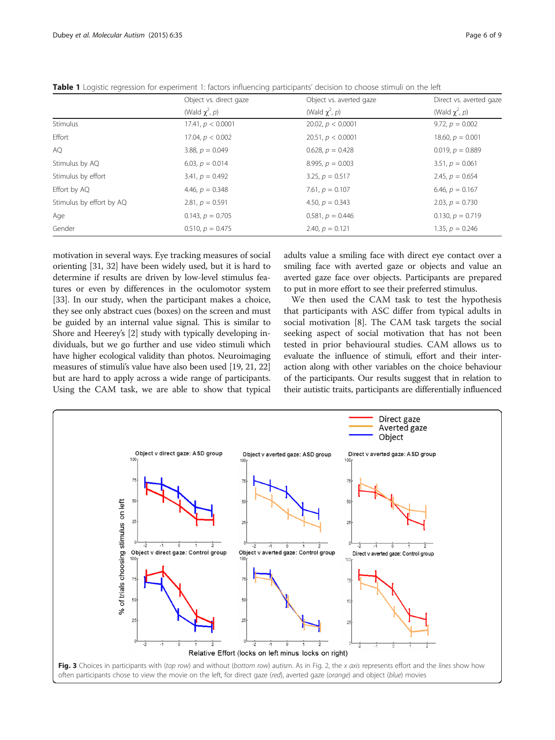**Table 1** Logistic regression for experiment 1: factors influencing participants' decision to choose stimuli on the left

| | Object vs. direct gaze (Wald $\chi^2$, $p$) | Object vs. averted gaze (Wald $\chi^2$, $p$) | Direct vs. averted gaze (Wald $\chi^2$, $p$) |
|---|---|---|---|
| Stimulus | 17.41, $p$ < 0.0001 | 20.02, $p$ < 0.0001 | 9.72, $p$ = 0.002 |
| Effort | 17.04, $p$ < 0.002 | 20.51, $p$ < 0.0001 | 18.60, $p$ = 0.001 |
| AQ | 3.88, $p$ = 0.049 | 0.628, $p$ = 0.428 | 0.019, $p$ = 0.889 |
| Stimulus by AQ | 6.03, $p$ = 0.014 | 8.995, $p$ = 0.003 | 3.51, $p$ = 0.061 |
| Stimulus by effort | 3.41, $p$ = 0.492 | 3.25, $p$ = 0.517 | 2.45, $p$ = 0.654 |
| Effort by AQ | 4.46, $p$ = 0.348 | 7.61, $p$ = 0.107 | 6.46, $p$ = 0.167 |
| Stimulus by effort by AQ | 2.81, $p$ = 0.591 | 4.50, $p$ = 0.343 | 2.03, $p$ = 0.730 |
| Age | 0.143, $p$ = 0.705 | 0.581, $p$ = 0.446 | 0.130, $p$ = 0.719 |
| Gender | 0.510, $p$ = 0.475 | 2.40, $p$ = 0.121 | 1.35, $p$ = 0.246 |

motivation in several ways. Eye tracking measures of social orienting [31, 32] have been widely used, but it is hard to determine if results are driven by low-level stimulus features or even by differences in the oculomotor system [33]. In our study, when the participant makes a choice, they see only abstract cues (boxes) on the screen and must be guided by an internal value signal. This is similar to Shore and Heerey's [2] study with typically developing individuals, but we go further and use video stimuli which have higher ecological validity than photos. Neuroimaging measures of stimuli's value have also been used [19, 21, 22] but are hard to apply across a wide range of participants. Using the CAM task, we are able to show that typical adults value a smiling face with direct eye contact over a smiling face with averted gaze or objects and value an averted gaze face over objects. Participants are prepared to put in more effort to see their preferred stimulus.

We then used the CAM task to test the hypothesis that participants with ASC differ from typical adults in social motivation [8]. The CAM task targets the social seeking aspect of social motivation that has not been tested in prior behavioural studies. CAM allows us to evaluate the influence of stimuli, effort and their interaction along with other variables on the choice behaviour of the participants. Our results suggest that in relation to their autistic traits, participants are differentially influenced

**Fig. 3** Choices in participants with (*top row*) and without (*bottom row*) autism. As in Fig. 2, the *x axis* represents effort and the *lines* show how often participants chose to view the movie on the left, for direct gaze (*red*), averted gaze (*orange*) and object (*blue*) movies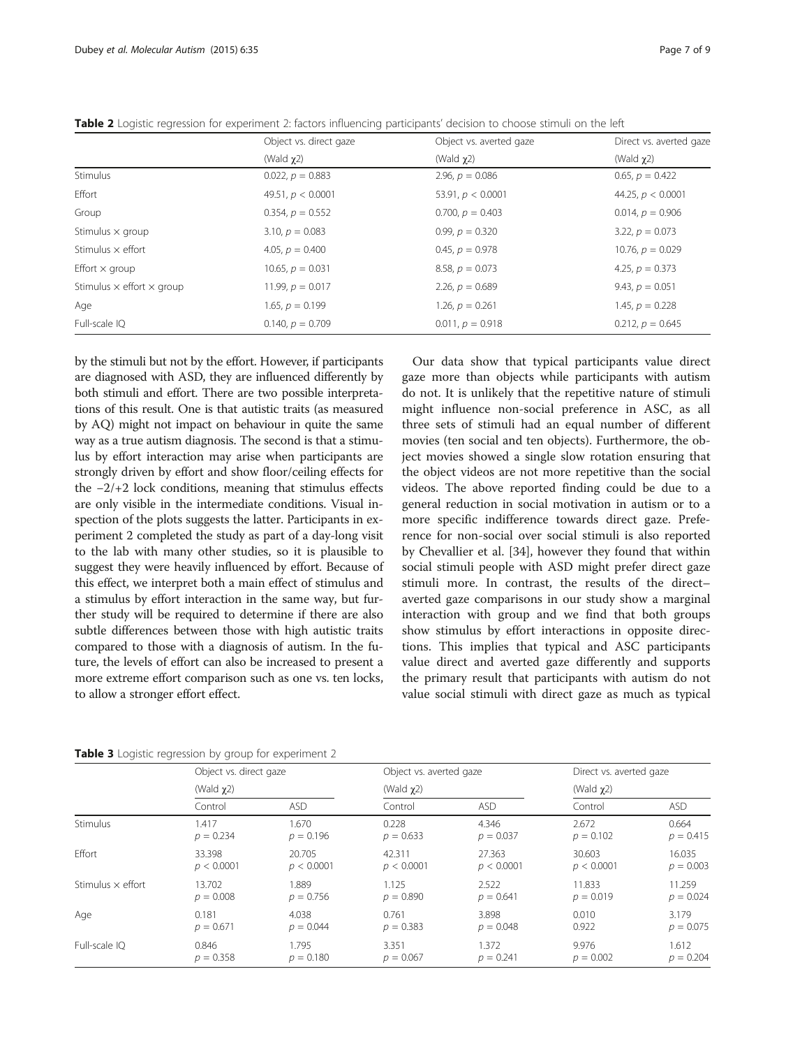**Table 2** Logistic regression for experiment 2: factors influencing participants' decision to choose stimuli on the left

| | Object vs. direct gaze | Object vs. averted gaze | Direct vs. averted gaze |
|---|---|---|---|
| | (Wald $\chi 2$) | (Wald $\chi 2$) | (Wald $\chi 2$) |
| Stimulus | 0.022, $p = 0.883$ | 2.96, $p = 0.086$ | 0.65, $p = 0.422$ |
| Effort | 49.51, $p < 0.0001$ | 53.91, $p < 0.0001$ | 44.25, $p < 0.0001$ |
| Group | 0.354, $p = 0.552$ | 0.700, $p = 0.403$ | 0.014, $p = 0.906$ |
| Stimulus × group | 3.10, $p = 0.083$ | 0.99, $p = 0.320$ | 3.22, $p = 0.073$ |
| Stimulus × effort | 4.05, $p = 0.400$ | 0.45, $p = 0.978$ | 10.76, $p = 0.029$ |
| Effort × group | 10.65, $p = 0.031$ | 8.58, $p = 0.073$ | 4.25, $p = 0.373$ |
| Stimulus × effort × group | 11.99, $p = 0.017$ | 2.26, $p = 0.689$ | 9.43, $p = 0.051$ |
| Age | 1.65, $p = 0.199$ | 1.26, $p = 0.261$ | 1.45, $p = 0.228$ |
| Full-scale IQ | 0.140, $p = 0.709$ | 0.011, $p = 0.918$ | 0.212, $p = 0.645$ |

by the stimuli but not by the effort. However, if participants are diagnosed with ASD, they are influenced differently by both stimuli and effort. There are two possible interpretations of this result. One is that autistic traits (as measured by AQ) might not impact on behaviour in quite the same way as a true autism diagnosis. The second is that a stimulus by effort interaction may arise when participants are strongly driven by effort and show floor/ceiling effects for the −2/+2 lock conditions, meaning that stimulus effects are only visible in the intermediate conditions. Visual inspection of the plots suggests the latter. Participants in experiment 2 completed the study as part of a day-long visit to the lab with many other studies, so it is plausible to suggest they were heavily influenced by effort. Because of this effect, we interpret both a main effect of stimulus and a stimulus by effort interaction in the same way, but further study will be required to determine if there are also subtle differences between those with high autistic traits compared to those with a diagnosis of autism. In the future, the levels of effort can also be increased to present a more extreme effort comparison such as one vs. ten locks, to allow a stronger effort effect.

Our data show that typical participants value direct gaze more than objects while participants with autism do not. It is unlikely that the repetitive nature of stimuli might influence non-social preference in ASC, as all three sets of stimuli had an equal number of different movies (ten social and ten objects). Furthermore, the object movies showed a single slow rotation ensuring that the object videos are not more repetitive than the social videos. The above reported finding could be due to a general reduction in social motivation in autism or to a more specific indifference towards direct gaze. Preference for non-social over social stimuli is also reported by Chevallier et al. [34], however they found that within social stimuli people with ASD might prefer direct gaze stimuli more. In contrast, the results of the direct–averted gaze comparisons in our study show a marginal interaction with group and we find that both groups show stimulus by effort interactions in opposite directions. This implies that typical and ASC participants value direct and averted gaze differently and supports the primary result that participants with autism do not value social stimuli with direct gaze as much as typical

**Table 3** Logistic regression by group for experiment 2

| | Object vs. direct gaze | | Object vs. averted gaze | | Direct vs. averted gaze | |
|---|---|---|---|---|---|---|
| | (Wald $\chi 2$) | | (Wald $\chi 2$) | | (Wald $\chi 2$) | |
| | Control | ASD | Control | ASD | Control | ASD |
| Stimulus | 1.417 $p = 0.234$ | 1.670 $p = 0.196$ | 0.228 $p = 0.633$ | 4.346 $p = 0.037$ | 2.672 $p = 0.102$ | 0.664 $p = 0.415$ |
| Effort | 33.398 $p < 0.0001$ | 20.705 $p < 0.0001$ | 42.311 $p < 0.0001$ | 27.363 $p < 0.0001$ | 30.603 $p < 0.0001$ | 16.035 $p = 0.003$ |
| Stimulus × effort | 13.702 $p = 0.008$ | 1.889 $p = 0.756$ | 1.125 $p = 0.890$ | 2.522 $p = 0.641$ | 11.833 $p = 0.019$ | 11.259 $p = 0.024$ |
| Age | 0.181 $p = 0.671$ | 4.038 $p = 0.044$ | 0.761 $p = 0.383$ | 3.898 $p = 0.048$ | 0.010 0.922 | 3.179 $p = 0.075$ |
| Full-scale IQ | 0.846 $p = 0.358$ | 1.795 $p = 0.180$ | 3.351 $p = 0.067$ | 1.372 $p = 0.241$ | 9.976 $p = 0.002$ | 1.612 $p = 0.204$ |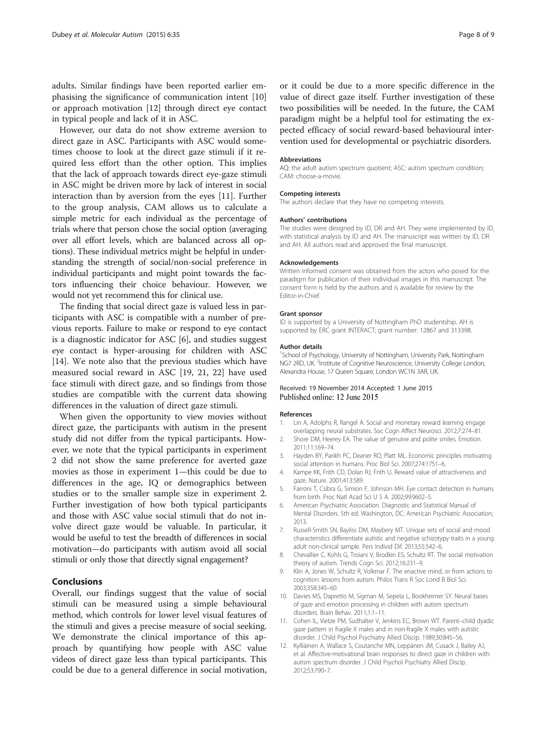adults. Similar findings have been reported earlier emphasising the significance of communication intent [10] or approach motivation [12] through direct eye contact in typical people and lack of it in ASC.

However, our data do not show extreme aversion to direct gaze in ASC. Participants with ASC would sometimes choose to look at the direct gaze stimuli if it required less effort than the other option. This implies that the lack of approach towards direct eye-gaze stimuli in ASC might be driven more by lack of interest in social interaction than by aversion from the eyes [11]. Further to the group analysis, CAM allows us to calculate a simple metric for each individual as the percentage of trials where that person chose the social option (averaging over all effort levels, which are balanced across all options). These individual metrics might be helpful in understanding the strength of social/non-social preference in individual participants and might point towards the factors influencing their choice behaviour. However, we would not yet recommend this for clinical use.

The finding that social direct gaze is valued less in participants with ASC is compatible with a number of previous reports. Failure to make or respond to eye contact is a diagnostic indicator for ASC [6], and studies suggest eye contact is hyper-arousing for children with ASC [14]. We note also that the previous studies which have measured social reward in ASC [19, 21, 22] have used face stimuli with direct gaze, and so findings from those studies are compatible with the current data showing differences in the valuation of direct gaze stimuli.

When given the opportunity to view movies without direct gaze, the participants with autism in the present study did not differ from the typical participants. However, we note that the typical participants in experiment 2 did not show the same preference for averted gaze movies as those in experiment 1—this could be due to differences in the age, IQ or demographics between studies or to the smaller sample size in experiment 2. Further investigation of how both typical participants and those with ASC value social stimuli that do not involve direct gaze would be valuable. In particular, it would be useful to test the breadth of differences in social motivation—do participants with autism avoid all social stimuli or only those that directly signal engagement?

## Conclusions

Overall, our findings suggest that the value of social stimuli can be measured using a simple behavioural method, which controls for lower level visual features of the stimuli and gives a precise measure of social seeking. We demonstrate the clinical importance of this approach by quantifying how people with ASC value videos of direct gaze less than typical participants. This could be due to a general difference in social motivation, or it could be due to a more specific difference in the value of direct gaze itself. Further investigation of these two possibilities will be needed. In the future, the CAM paradigm might be a helpful tool for estimating the expected efficacy of social reward-based behavioural intervention used for developmental or psychiatric disorders.

#### Abbreviations

AQ: the adult autism spectrum quotient; ASC: autism spectrum condition; CAM: choose-a-movie.

#### Competing interests

The authors declare that they have no competing interests.

#### Authors' contributions

The studies were designed by ID, DR and AH. They were implemented by ID, with statistical analysis by ID and AH. The manuscript was written by ID, DR and AH. All authors read and approved the final manuscript.

#### Acknowledgements

Written informed consent was obtained from the actors who posed for the paradigm for publication of their individual images in this manuscript. The consent form is held by the authors and is available for review by the Editor-in-Chief.

#### Grant sponsor

ID is supported by a University of Nottingham PhD studentship. AH is supported by ERC grant INTERACT; grant number: 12867 and 313398.

#### Author details

[1]School of Psychology, University of Nottingham, University Park, Nottingham NG7 2RD, UK. [2]Institute of Cognitive Neuroscience, University College London, Alexandra House, 17 Queen Square, London WC1N 3AR, UK.

Received: 19 November 2014 Accepted: 1 June 2015
Published online: 12 June 2015

#### References

1. Lin A, Adolphs R, Rangel A. Social and monetary reward learning engage overlapping neural substrates. Soc Cogn Affect Neurosci. 2012;7:274–81.
2. Shore DM, Heerey EA. The value of genuine and polite smiles. Emotion. 2011;11:169–74.
3. Hayden BY, Parikh PC, Deaner RO, Platt ML. Economic principles motivating social attention in humans. Proc Biol Sci. 2007;274:1751–6.
4. Kampe KK, Frith CD, Dolan RJ, Frith U. Reward value of attractiveness and gaze. Nature. 2001;413:589.
5. Farroni T, Csibra G, Simion F, Johnson MH. Eye contact detection in humans from birth. Proc Natl Acad Sci U S A. 2002;99:9602–5.
6. American Psychiatric Association. Diagnostic and Statistical Manual of Mental Disorders. 5th ed. Washington, DC: American Psychiatric Association; 2013.
7. Russell-Smith SN, Bayliss DM, Maybery MT. Unique sets of social and mood characteristics differentiate autistic and negative schizotypy traits in a young adult non-clinical sample. Pers Individ Dif. 2013;55:542–6.
8. Chevallier C, Kohls G, Troiani V, Brodkin ES, Schultz RT. The social motivation theory of autism. Trends Cogn Sci. 2012;16:231–9.
9. Klin A, Jones W, Schultz R, Volkmar F. The enactive mind, or from actions to cognition: lessons from autism. Philos Trans R Soc Lond B Biol Sci. 2003;358:345–60.
10. Davies MS, Dapretto M, Sigman M, Sepeta L, Bookheimer SY. Neural bases of gaze and emotion processing in children with autism spectrum disorders. Brain Behav. 2011;1:1–11.
11. Cohen IL, Vietze PM, Sudhalter V, Jenkins EC, Brown WT. Parent–child dyadic gaze pattern in fragile X males and in non-fragile X males with autistic disorder. J Child Psychol Psychiatry Allied Discip. 1989;30:845–56.
12. Kylliäinen A, Wallace S, Coutanche MN, Leppänen JM, Cusack J, Bailey AJ, et al. Affective-motivational brain responses to direct gaze in children with autism spectrum disorder. J Child Psychol Psychiatry Allied Discip. 2012;53:790–7.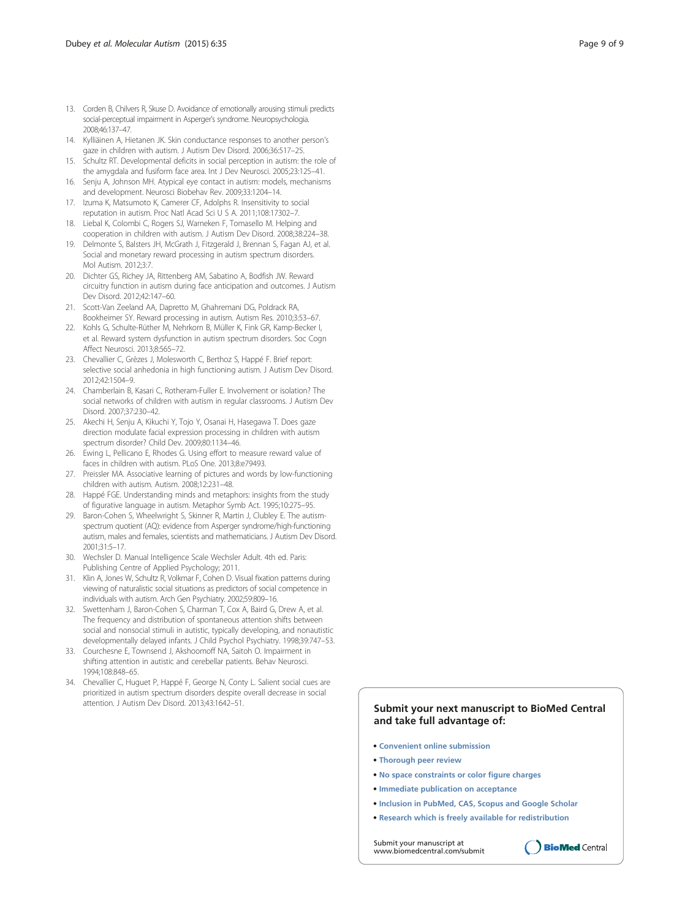13. Corden B, Chilvers R, Skuse D. Avoidance of emotionally arousing stimuli predicts social-perceptual impairment in Asperger's syndrome. Neuropsychologia. 2008;46:137–47.
14. Kylliäinen A, Hietanen JK. Skin conductance responses to another person's gaze in children with autism. J Autism Dev Disord. 2006;36:517–25.
15. Schultz RT. Developmental deficits in social perception in autism: the role of the amygdala and fusiform face area. Int J Dev Neurosci. 2005;23:125–41.
16. Senju A, Johnson MH. Atypical eye contact in autism: models, mechanisms and development. Neurosci Biobehav Rev. 2009;33:1204–14.
17. Izuma K, Matsumoto K, Camerer CF, Adolphs R. Insensitivity to social reputation in autism. Proc Natl Acad Sci U S A. 2011;108:17302–7.
18. Liebal K, Colombi C, Rogers SJ, Warneken F, Tomasello M. Helping and cooperation in children with autism. J Autism Dev Disord. 2008;38:224–38.
19. Delmonte S, Balsters JH, McGrath J, Fitzgerald J, Brennan S, Fagan AJ, et al. Social and monetary reward processing in autism spectrum disorders. Mol Autism. 2012;3:7.
20. Dichter GS, Richey JA, Rittenberg AM, Sabatino A, Bodfish JW. Reward circuitry function in autism during face anticipation and outcomes. J Autism Dev Disord. 2012;42:147–60.
21. Scott-Van Zeeland AA, Dapretto M, Ghahremani DG, Poldrack RA, Bookheimer SY. Reward processing in autism. Autism Res. 2010;3:53–67.
22. Kohls G, Schulte-Rüther M, Nehrkorn B, Müller K, Fink GR, Kamp-Becker I, et al. Reward system dysfunction in autism spectrum disorders. Soc Cogn Affect Neurosci. 2013;8:565–72.
23. Chevallier C, Grèzes J, Molesworth C, Berthoz S, Happé F. Brief report: selective social anhedonia in high functioning autism. J Autism Dev Disord. 2012;42:1504–9.
24. Chamberlain B, Kasari C, Rotheram-Fuller E. Involvement or isolation? The social networks of children with autism in regular classrooms. J Autism Dev Disord. 2007;37:230–42.
25. Akechi H, Senju A, Kikuchi Y, Tojo Y, Osanai H, Hasegawa T. Does gaze direction modulate facial expression processing in children with autism spectrum disorder? Child Dev. 2009;80:1134–46.
26. Ewing L, Pellicano E, Rhodes G. Using effort to measure reward value of faces in children with autism. PLoS One. 2013;8:e79493.
27. Preissler MA. Associative learning of pictures and words by low-functioning children with autism. Autism. 2008;12:231–48.
28. Happé FGE. Understanding minds and metaphors: insights from the study of figurative language in autism. Metaphor Symb Act. 1995;10:275–95.
29. Baron-Cohen S, Wheelwright S, Skinner R, Martin J, Clubley E. The autism-spectrum quotient (AQ): evidence from Asperger syndrome/high-functioning autism, males and females, scientists and mathematicians. J Autism Dev Disord. 2001;31:5–17.
30. Wechsler D. Manual Intelligence Scale Wechsler Adult. 4th ed. Paris: Publishing Centre of Applied Psychology; 2011.
31. Klin A, Jones W, Schultz R, Volkmar F, Cohen D. Visual fixation patterns during viewing of naturalistic social situations as predictors of social competence in individuals with autism. Arch Gen Psychiatry. 2002;59:809–16.
32. Swettenham J, Baron-Cohen S, Charman T, Cox A, Baird G, Drew A, et al. The frequency and distribution of spontaneous attention shifts between social and nonsocial stimuli in autistic, typically developing, and nonautistic developmentally delayed infants. J Child Psychol Psychiatry. 1998;39:747–53.
33. Courchesne E, Townsend J, Akshoomoff NA, Saitoh O. Impairment in shifting attention in autistic and cerebellar patients. Behav Neurosci. 1994;108:848–65.
34. Chevallier C, Huguet P, Happé F, George N, Conty L. Salient social cues are prioritized in autism spectrum disorders despite overall decrease in social attention. J Autism Dev Disord. 2013;43:1642–51.

**Submit your next manuscript to BioMed Central and take full advantage of:**

- **Convenient online submission**
- **Thorough peer review**
- **No space constraints or color figure charges**
- **Immediate publication on acceptance**
- **Inclusion in PubMed, CAS, Scopus and Google Scholar**
- **Research which is freely available for redistribution**

Submit your manuscript at
www.biomedcentral.com/submit

BioMed Central